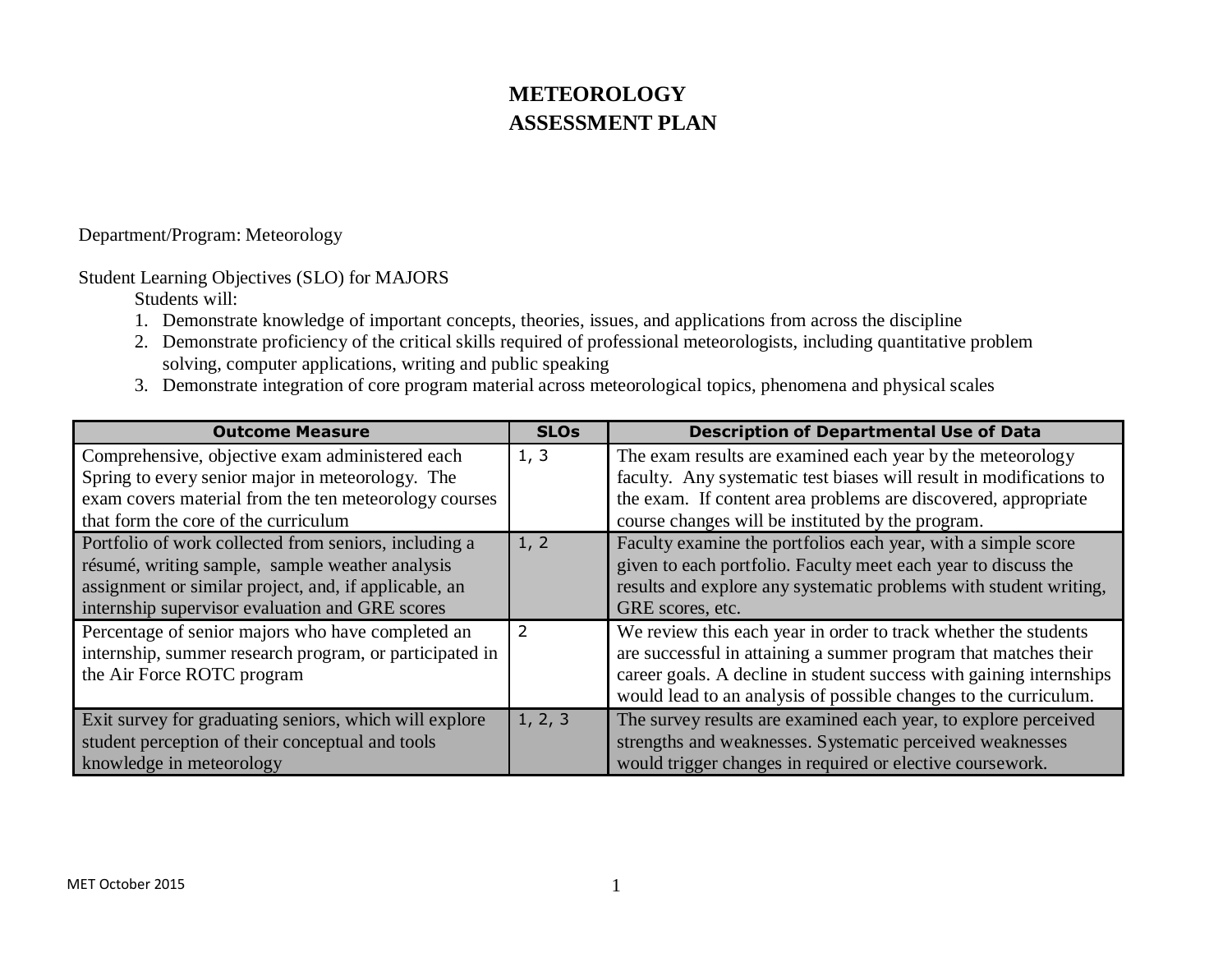# METEOROLOGY ASSESSMENT PLAN

Department/Program: Meteorology

Student Learning Objectives (SLO) for MAJORS

Students will:

1. Demonstrate knowledge of important concepts, theories, issues, and applications from across the discipline
2. Demonstrate proficiency of the critical skills required of professional meteorologists, including quantitative problem solving, computer applications, writing and public speaking
3. Demonstrate integration of core program material across meteorological topics, phenomena and physical scales

| Outcome Measure | SLOs | Description of Departmental Use of Data |
|---|---|---|
| Comprehensive, objective exam administered each Spring to every senior major in meteorology. The exam covers material from the ten meteorology courses that form the core of the curriculum | 1, 3 | The exam results are examined each year by the meteorology faculty. Any systematic test biases will result in modifications to the exam. If content area problems are discovered, appropriate course changes will be instituted by the program. |
| Portfolio of work collected from seniors, including a résumé, writing sample, sample weather analysis assignment or similar project, and, if applicable, an internship supervisor evaluation and GRE scores | 1, 2 | Faculty examine the portfolios each year, with a simple score given to each portfolio. Faculty meet each year to discuss the results and explore any systematic problems with student writing, GRE scores, etc. |
| Percentage of senior majors who have completed an internship, summer research program, or participated in the Air Force ROTC program | 2 | We review this each year in order to track whether the students are successful in attaining a summer program that matches their career goals. A decline in student success with gaining internships would lead to an analysis of possible changes to the curriculum. |
| Exit survey for graduating seniors, which will explore student perception of their conceptual and tools knowledge in meteorology | 1, 2, 3 | The survey results are examined each year, to explore perceived strengths and weaknesses. Systematic perceived weaknesses would trigger changes in required or elective coursework. |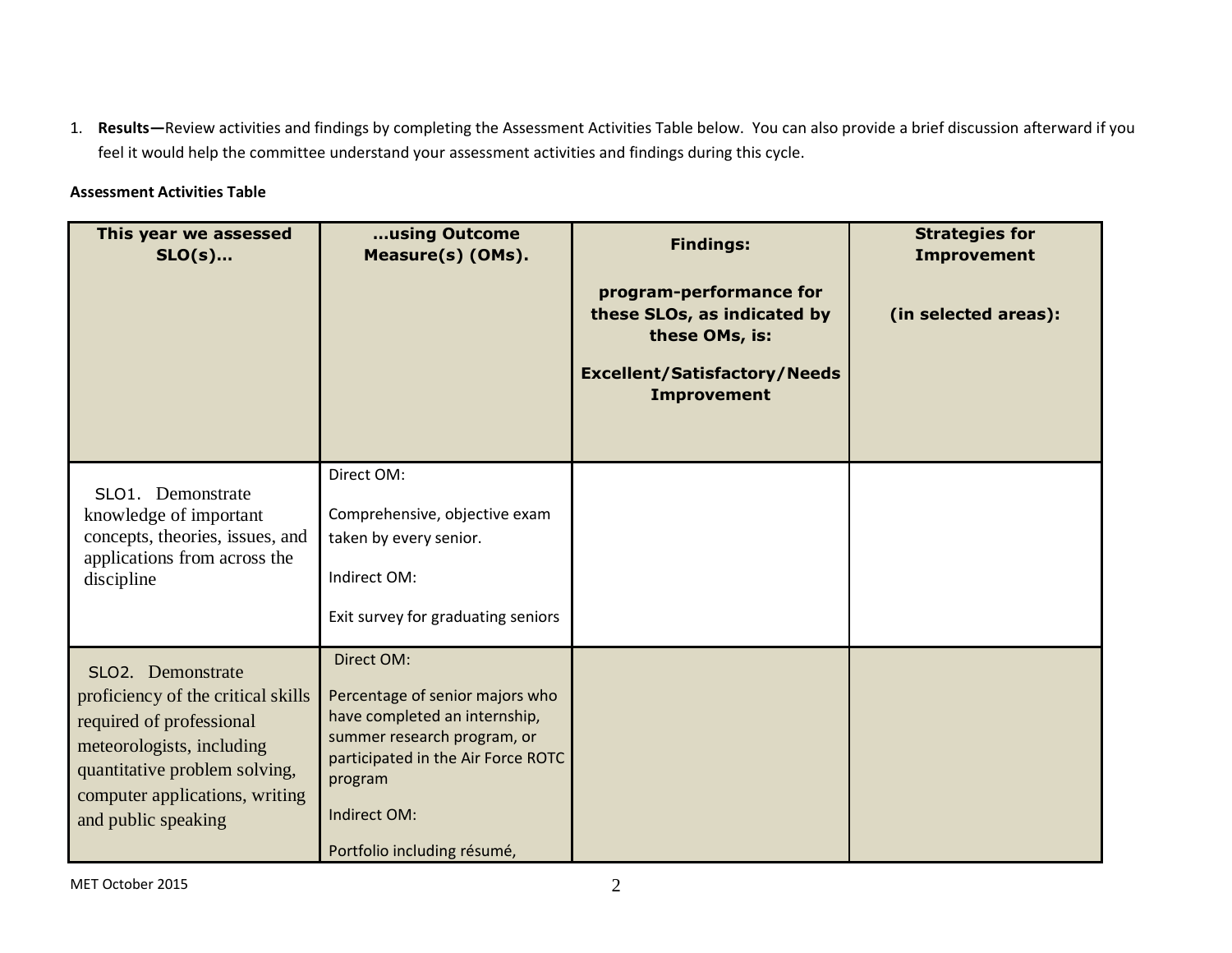1. **Results—**Review activities and findings by completing the Assessment Activities Table below. You can also provide a brief discussion afterward if you feel it would help the committee understand your assessment activities and findings during this cycle.

**Assessment Activities Table**

| **This year we assessed SLO(s)…** | **…using Outcome Measure(s) (OMs).** | **Findings:** <br><br> **program-performance for these SLOs, as indicated by these OMs, is:** <br><br> **Excellent/Satisfactory/Needs Improvement** | **Strategies for Improvement** <br><br> **(in selected areas):** |
|---|---|---|---|
| SLO1. Demonstrate knowledge of important concepts, theories, issues, and applications from across the discipline | Direct OM: <br><br> Comprehensive, objective exam taken by every senior. <br><br> Indirect OM: <br><br> Exit survey for graduating seniors | | |
| SLO2. Demonstrate proficiency of the critical skills required of professional meteorologists, including quantitative problem solving, computer applications, writing and public speaking | Direct OM: <br><br> Percentage of senior majors who have completed an internship, summer research program, or participated in the Air Force ROTC program <br><br> Indirect OM: <br><br> Portfolio including résumé, | | |

MET October 2015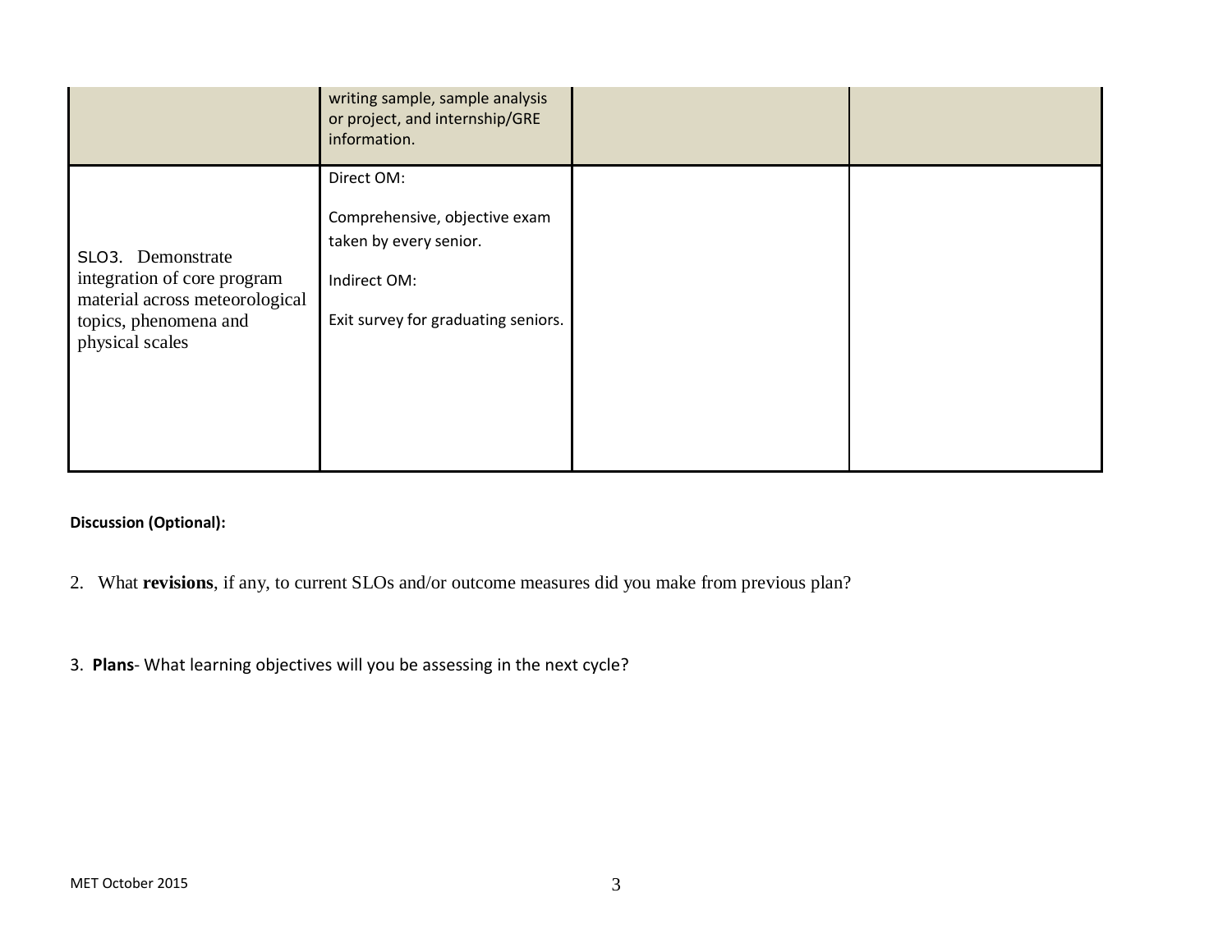| | | | |
|---|---|---|---|
| | writing sample, sample analysis or project, and internship/GRE information. | | |
| SLO3. Demonstrate integration of core program material across meteorological topics, phenomena and physical scales | Direct OM:<br><br>Comprehensive, objective exam taken by every senior.<br><br>Indirect OM:<br><br>Exit survey for graduating seniors. | | |

**Discussion (Optional):**

2. What **revisions**, if any, to current SLOs and/or outcome measures did you make from previous plan?

3. **Plans**- What learning objectives will you be assessing in the next cycle?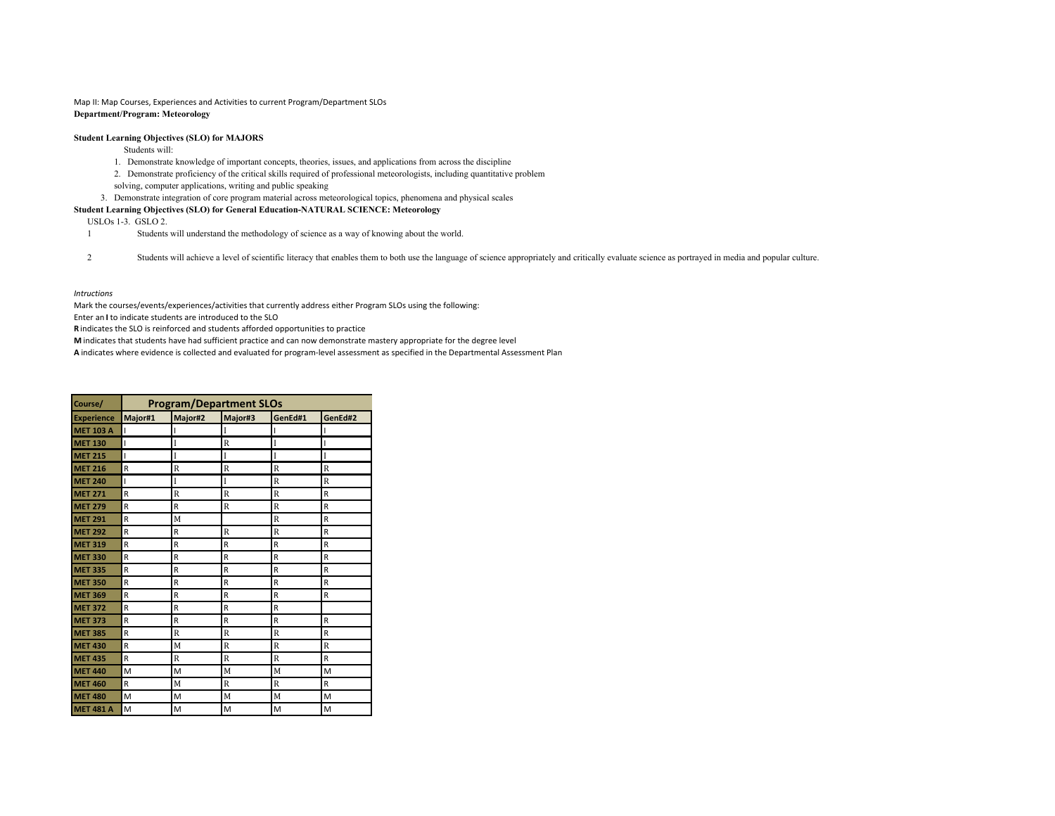Map II: Map Courses, Experiences and Activities to current Program/Department SLOs

**Department/Program: Meteorology**

**Student Learning Objectives (SLO) for MAJORS**

Students will:

1. Demonstrate knowledge of important concepts, theories, issues, and applications from across the discipline
2. Demonstrate proficiency of the critical skills required of professional meteorologists, including quantitative problem solving, computer applications, writing and public speaking
3. Demonstrate integration of core program material across meteorological topics, phenomena and physical scales

**Student Learning Objectives (SLO) for General Education-NATURAL SCIENCE: Meteorology**

USLOs 1-3. GSLO 2.

1 Students will understand the methodology of science as a way of knowing about the world.

2 Students will achieve a level of scientific literacy that enables them to both use the language of science appropriately and critically evaluate science as portrayed in media and popular culture.

*Intructions*

Mark the courses/events/experiences/activities that currently address either Program SLOs using the following:

Enter an **I** to indicate students are introduced to the SLO

**R** indicates the SLO is reinforced and students afforded opportunities to practice

**M** indicates that students have had sufficient practice and can now demonstrate mastery appropriate for the degree level

**A** indicates where evidence is collected and evaluated for program-level assessment as specified in the Departmental Assessment Plan

| Course/ | Program/Department SLOs | | | | |
|---|---|---|---|---|---|
| Experience | Major#1 | Major#2 | Major#3 | GenEd#1 | GenEd#2 |
| MET 103 A | I | I | I | I | I |
| MET 130 | I | I | R | I | I |
| MET 215 | I | I | I | I | I |
| MET 216 | R | R | R | R | R |
| MET 240 | I | I | I | R | R |
| MET 271 | R | R | R | R | R |
| MET 279 | R | R | R | R | R |
| MET 291 | R | M | | R | R |
| MET 292 | R | R | R | R | R |
| MET 319 | R | R | R | R | R |
| MET 330 | R | R | R | R | R |
| MET 335 | R | R | R | R | R |
| MET 350 | R | R | R | R | R |
| MET 369 | R | R | R | R | R |
| MET 372 | R | R | R | R | |
| MET 373 | R | R | R | R | R |
| MET 385 | R | R | R | R | R |
| MET 430 | R | M | R | R | R |
| MET 435 | R | R | R | R | R |
| MET 440 | M | M | M | M | M |
| MET 460 | R | M | R | R | R |
| MET 480 | M | M | M | M | M |
| MET 481 A | M | M | M | M | M |